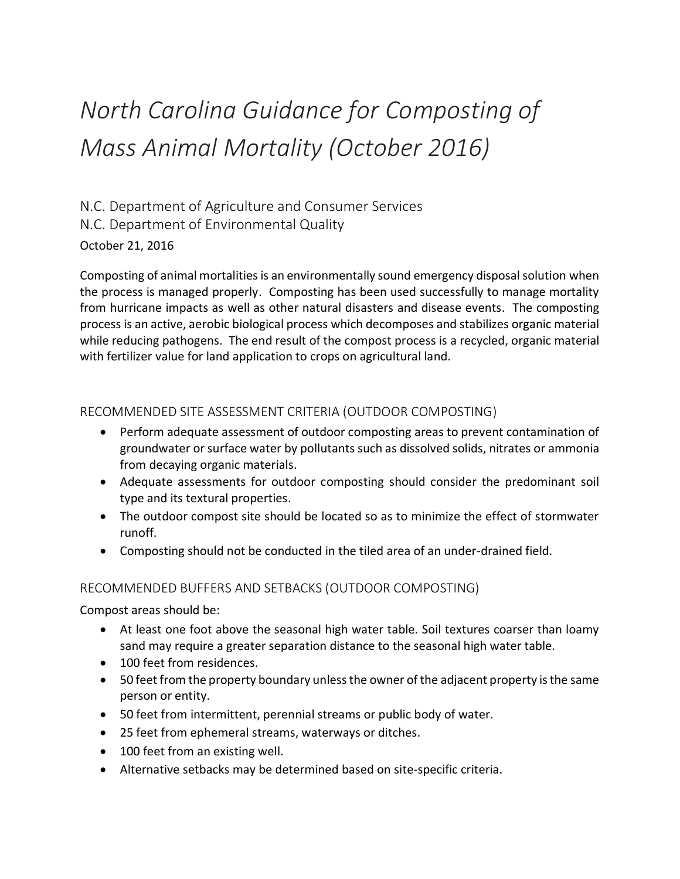# *North Carolina Guidance for Composting of Mass Animal Mortality (October 2016)*

N.C. Department of Agriculture and Consumer Services
N.C. Department of Environmental Quality
October 21, 2016

Composting of animal mortalities is an environmentally sound emergency disposal solution when the process is managed properly. Composting has been used successfully to manage mortality from hurricane impacts as well as other natural disasters and disease events. The composting process is an active, aerobic biological process which decomposes and stabilizes organic material while reducing pathogens. The end result of the compost process is a recycled, organic material with fertilizer value for land application to crops on agricultural land.

## RECOMMENDED SITE ASSESSMENT CRITERIA (OUTDOOR COMPOSTING)

- Perform adequate assessment of outdoor composting areas to prevent contamination of groundwater or surface water by pollutants such as dissolved solids, nitrates or ammonia from decaying organic materials.
- Adequate assessments for outdoor composting should consider the predominant soil type and its textural properties.
- The outdoor compost site should be located so as to minimize the effect of stormwater runoff.
- Composting should not be conducted in the tiled area of an under-drained field.

## RECOMMENDED BUFFERS AND SETBACKS (OUTDOOR COMPOSTING)

Compost areas should be:

- At least one foot above the seasonal high water table. Soil textures coarser than loamy sand may require a greater separation distance to the seasonal high water table.
- 100 feet from residences.
- 50 feet from the property boundary unless the owner of the adjacent property is the same person or entity.
- 50 feet from intermittent, perennial streams or public body of water.
- 25 feet from ephemeral streams, waterways or ditches.
- 100 feet from an existing well.
- Alternative setbacks may be determined based on site-specific criteria.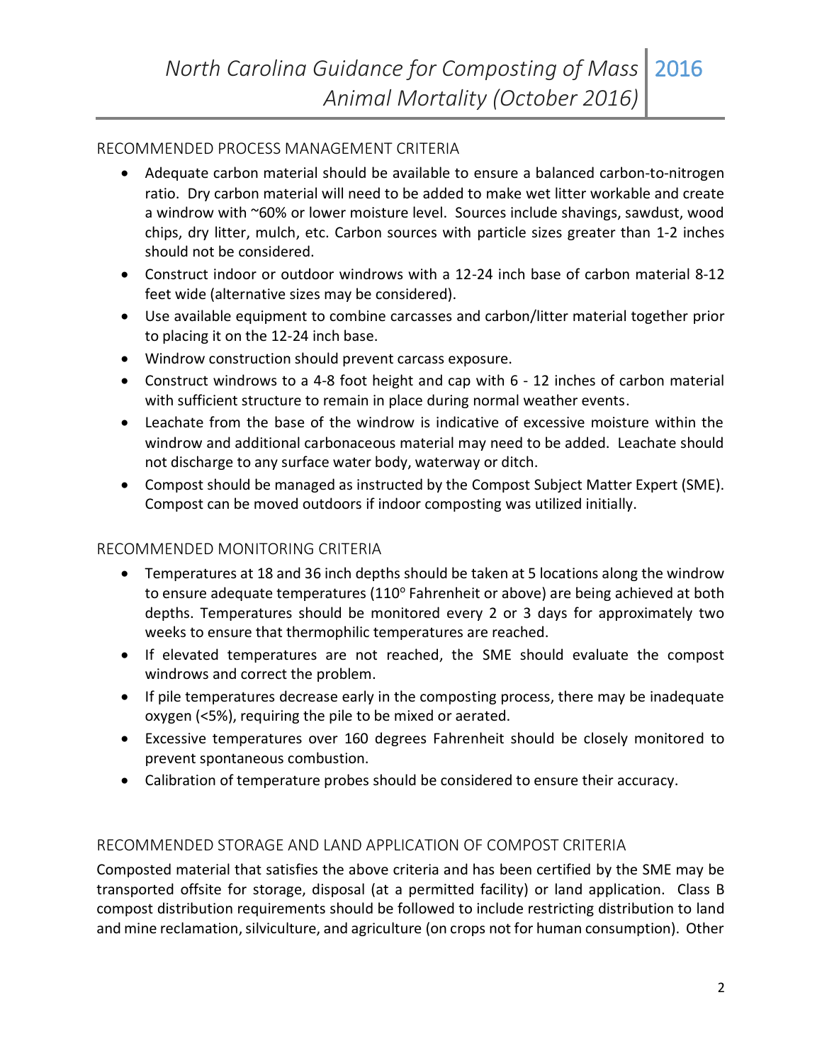## RECOMMENDED PROCESS MANAGEMENT CRITERIA

- Adequate carbon material should be available to ensure a balanced carbon-to-nitrogen ratio. Dry carbon material will need to be added to make wet litter workable and create a windrow with ~60% or lower moisture level. Sources include shavings, sawdust, wood chips, dry litter, mulch, etc. Carbon sources with particle sizes greater than 1-2 inches should not be considered.
- Construct indoor or outdoor windrows with a 12-24 inch base of carbon material 8-12 feet wide (alternative sizes may be considered).
- Use available equipment to combine carcasses and carbon/litter material together prior to placing it on the 12-24 inch base.
- Windrow construction should prevent carcass exposure.
- Construct windrows to a 4-8 foot height and cap with 6 - 12 inches of carbon material with sufficient structure to remain in place during normal weather events.
- Leachate from the base of the windrow is indicative of excessive moisture within the windrow and additional carbonaceous material may need to be added. Leachate should not discharge to any surface water body, waterway or ditch.
- Compost should be managed as instructed by the Compost Subject Matter Expert (SME). Compost can be moved outdoors if indoor composting was utilized initially.

## RECOMMENDED MONITORING CRITERIA

- Temperatures at 18 and 36 inch depths should be taken at 5 locations along the windrow to ensure adequate temperatures (110$^o$ Fahrenheit or above) are being achieved at both depths. Temperatures should be monitored every 2 or 3 days for approximately two weeks to ensure that thermophilic temperatures are reached.
- If elevated temperatures are not reached, the SME should evaluate the compost windrows and correct the problem.
- If pile temperatures decrease early in the composting process, there may be inadequate oxygen (<5%), requiring the pile to be mixed or aerated.
- Excessive temperatures over 160 degrees Fahrenheit should be closely monitored to prevent spontaneous combustion.
- Calibration of temperature probes should be considered to ensure their accuracy.

## RECOMMENDED STORAGE AND LAND APPLICATION OF COMPOST CRITERIA

Composted material that satisfies the above criteria and has been certified by the SME may be transported offsite for storage, disposal (at a permitted facility) or land application. Class B compost distribution requirements should be followed to include restricting distribution to land and mine reclamation, silviculture, and agriculture (on crops not for human consumption). Other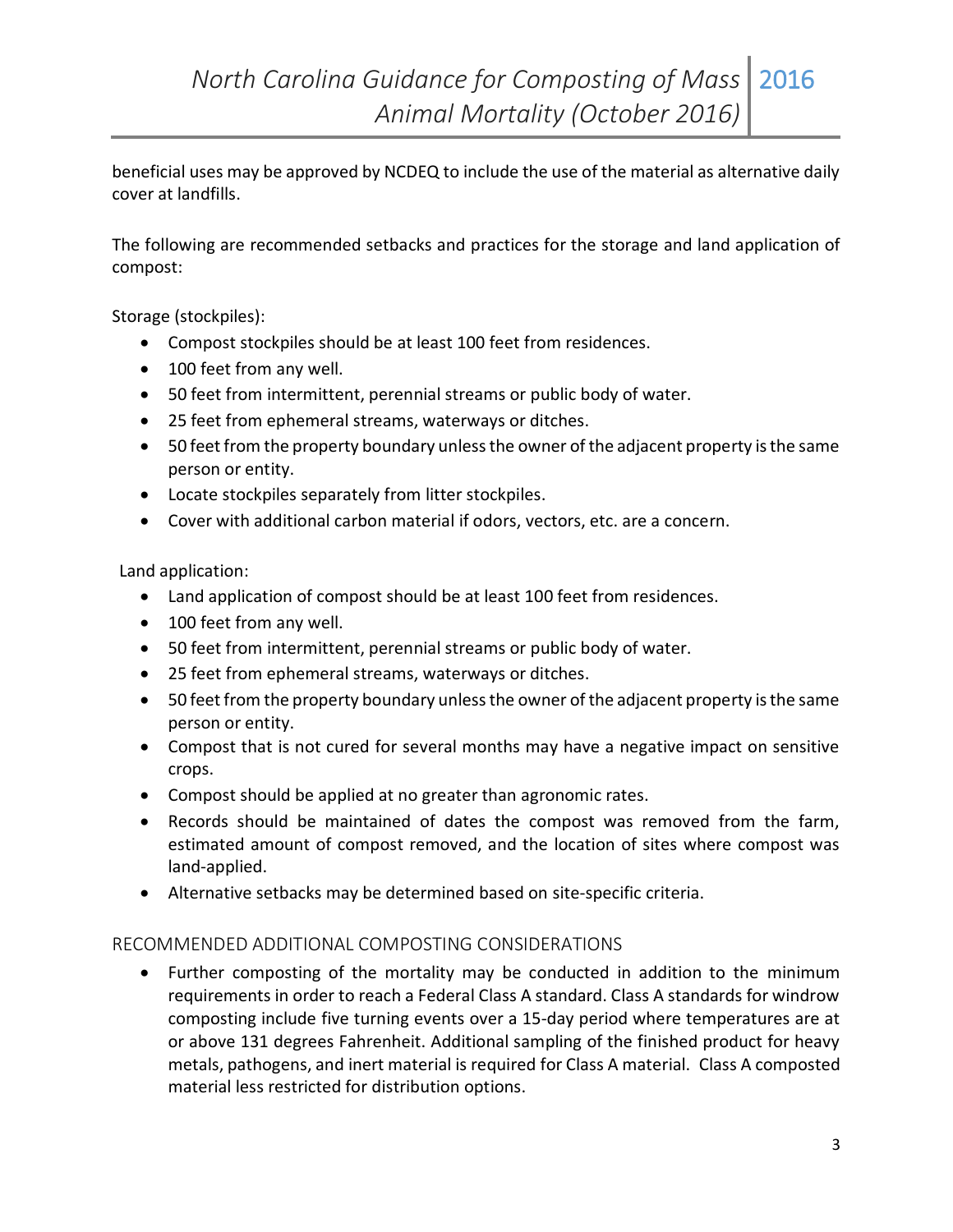beneficial uses may be approved by NCDEQ to include the use of the material as alternative daily cover at landfills.

The following are recommended setbacks and practices for the storage and land application of compost:

Storage (stockpiles):

- Compost stockpiles should be at least 100 feet from residences.
- 100 feet from any well.
- 50 feet from intermittent, perennial streams or public body of water.
- 25 feet from ephemeral streams, waterways or ditches.
- 50 feet from the property boundary unless the owner of the adjacent property is the same person or entity.
- Locate stockpiles separately from litter stockpiles.
- Cover with additional carbon material if odors, vectors, etc. are a concern.

Land application:

- Land application of compost should be at least 100 feet from residences.
- 100 feet from any well.
- 50 feet from intermittent, perennial streams or public body of water.
- 25 feet from ephemeral streams, waterways or ditches.
- 50 feet from the property boundary unless the owner of the adjacent property is the same person or entity.
- Compost that is not cured for several months may have a negative impact on sensitive crops.
- Compost should be applied at no greater than agronomic rates.
- Records should be maintained of dates the compost was removed from the farm, estimated amount of compost removed, and the location of sites where compost was land-applied.
- Alternative setbacks may be determined based on site-specific criteria.

## RECOMMENDED ADDITIONAL COMPOSTING CONSIDERATIONS

- Further composting of the mortality may be conducted in addition to the minimum requirements in order to reach a Federal Class A standard. Class A standards for windrow composting include five turning events over a 15-day period where temperatures are at or above 131 degrees Fahrenheit. Additional sampling of the finished product for heavy metals, pathogens, and inert material is required for Class A material. Class A composted material less restricted for distribution options.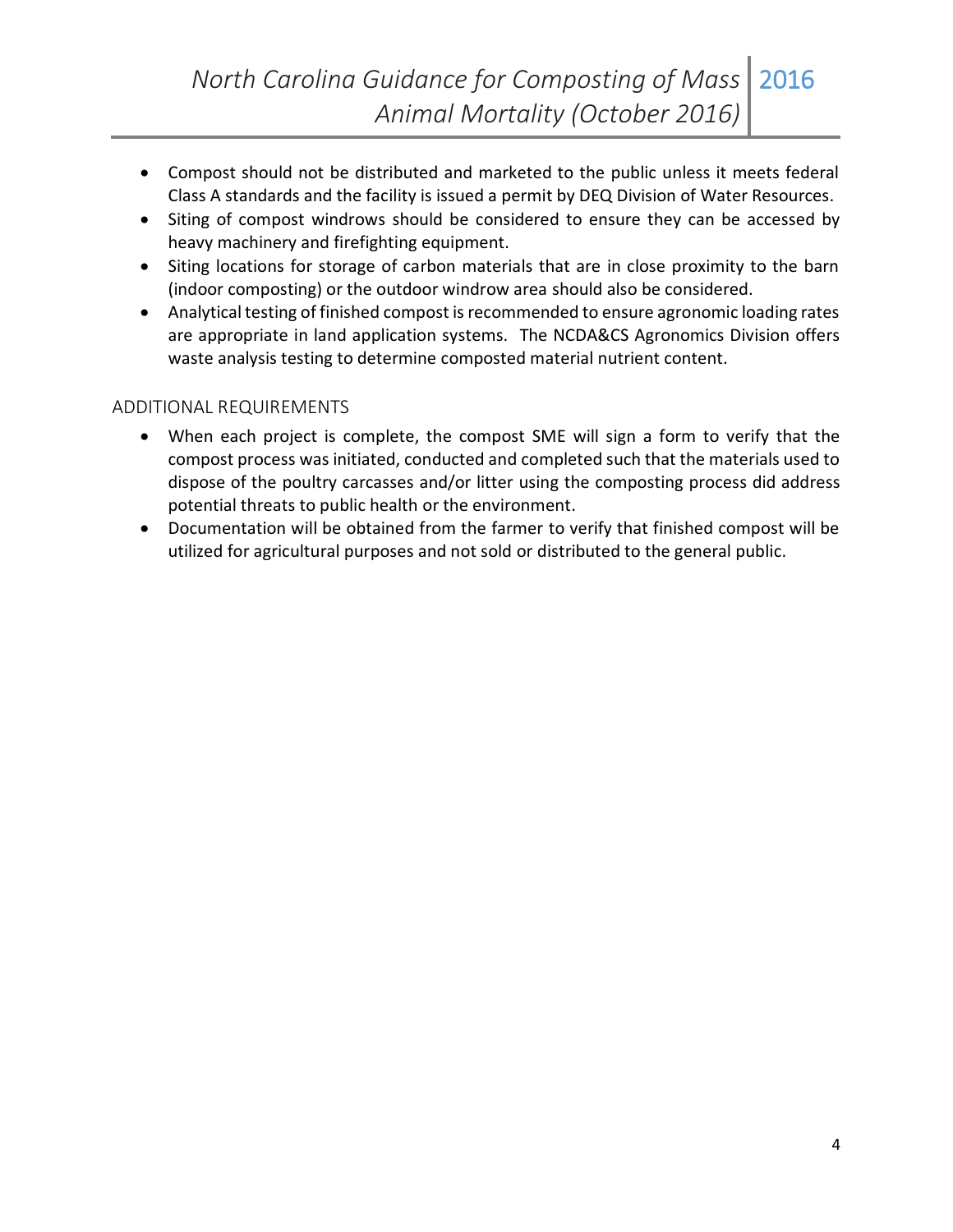- Compost should not be distributed and marketed to the public unless it meets federal Class A standards and the facility is issued a permit by DEQ Division of Water Resources.
- Siting of compost windrows should be considered to ensure they can be accessed by heavy machinery and firefighting equipment.
- Siting locations for storage of carbon materials that are in close proximity to the barn (indoor composting) or the outdoor windrow area should also be considered.
- Analytical testing of finished compost is recommended to ensure agronomic loading rates are appropriate in land application systems. The NCDA&CS Agronomics Division offers waste analysis testing to determine composted material nutrient content.

## ADDITIONAL REQUIREMENTS

- When each project is complete, the compost SME will sign a form to verify that the compost process was initiated, conducted and completed such that the materials used to dispose of the poultry carcasses and/or litter using the composting process did address potential threats to public health or the environment.
- Documentation will be obtained from the farmer to verify that finished compost will be utilized for agricultural purposes and not sold or distributed to the general public.